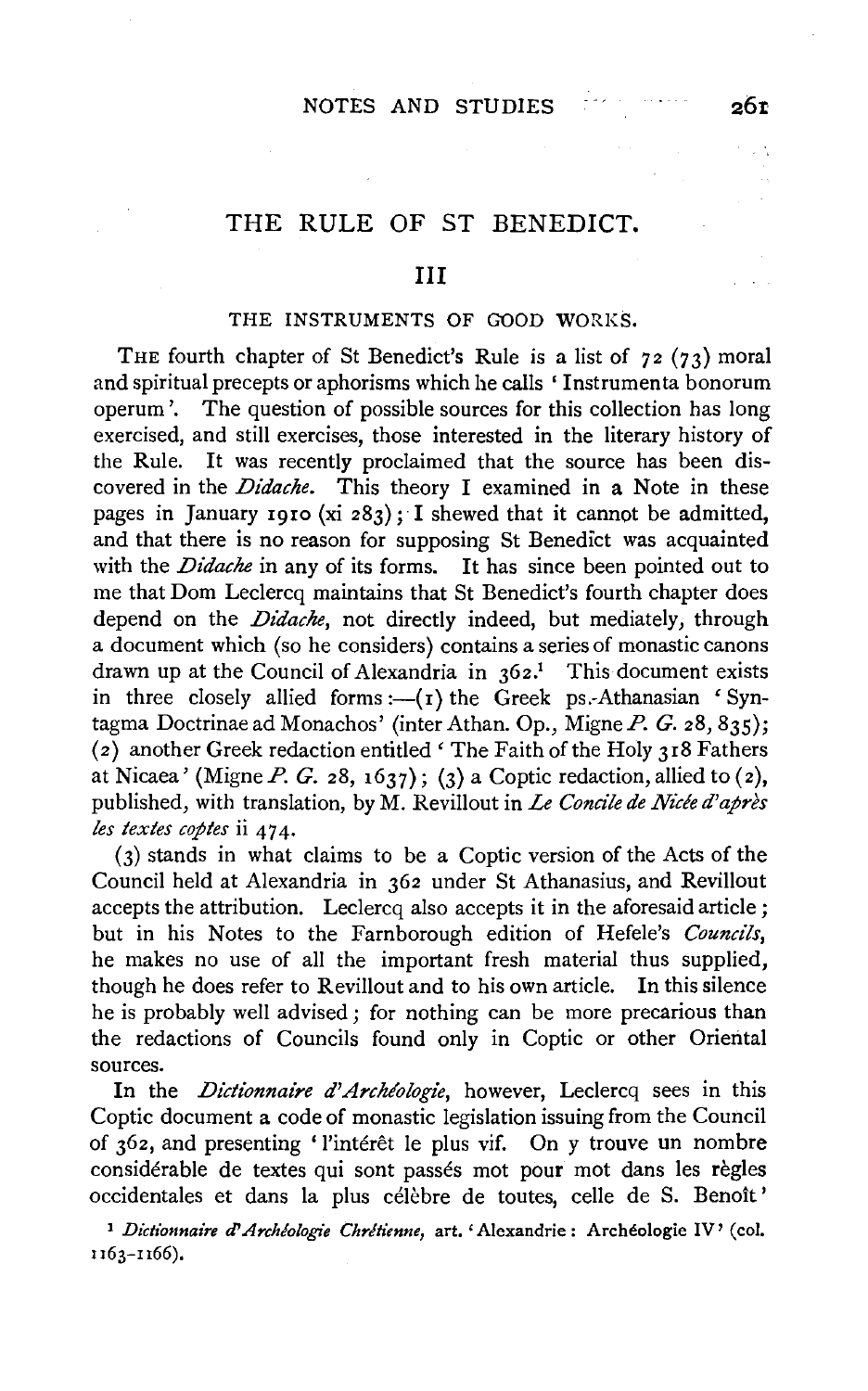# THE RULE OF ST BENEDICT.

## III

### THE INSTRUMENTS OF GOOD WORKS.

THE fourth chapter of St Benedict's Rule is a list of 72 (73) moral and spiritual precepts or aphorisms which he calls 'Instrumenta bonorum operum'. The question of possible sources for this collection has long exercised, and still exercises, those interested in the literary history of the Rule. It was recently proclaimed that the source has been discovered in the *Didache*. This theory I examined in a Note in these pages in January 1910 (xi 283); I shewed that it cannot be admitted, and that there is no reason for supposing St Benedict was acquainted with the *Didache* in any of its forms. It has since been pointed out to me that Dom Leclercq maintains that St Benedict's fourth chapter does depend on the *Didache*, not directly indeed, but mediately, through a document which (so he considers) contains a series of monastic canons drawn up at the Council of Alexandria in 362.[1] This document exists in three closely allied forms:—(1) the Greek ps.-Athanasian 'Syntagma Doctrinae ad Monachos' (inter Athan. Op., Migne *P. G.* 28, 835); (2) another Greek redaction entitled 'The Faith of the Holy 318 Fathers at Nicaea' (Migne *P. G.* 28, 1637); (3) a Coptic redaction, allied to (2), published, with translation, by M. Revillout in *Le Concile de Nicée d'après les textes coptes* ii 474.

(3) stands in what claims to be a Coptic version of the Acts of the Council held at Alexandria in 362 under St Athanasius, and Revillout accepts the attribution. Leclercq also accepts it in the aforesaid article; but in his Notes to the Farnborough edition of Hefele's *Councils*, he makes no use of all the important fresh material thus supplied, though he does refer to Revillout and to his own article. In this silence he is probably well advised; for nothing can be more precarious than the redactions of Councils found only in Coptic or other Oriental sources.

In the *Dictionnaire d'Archéologie*, however, Leclercq sees in this Coptic document a code of monastic legislation issuing from the Council of 362, and presenting 'l'intérêt le plus vif. On y trouve un nombre considérable de textes qui sont passés mot pour mot dans les règles occidentales et dans la plus célèbre de toutes, celle de S. Benoît'

[1] *Dictionnaire d'Archéologie Chrétienne*, art. 'Alexandrie: Archéologie IV' (col. 1163–1166).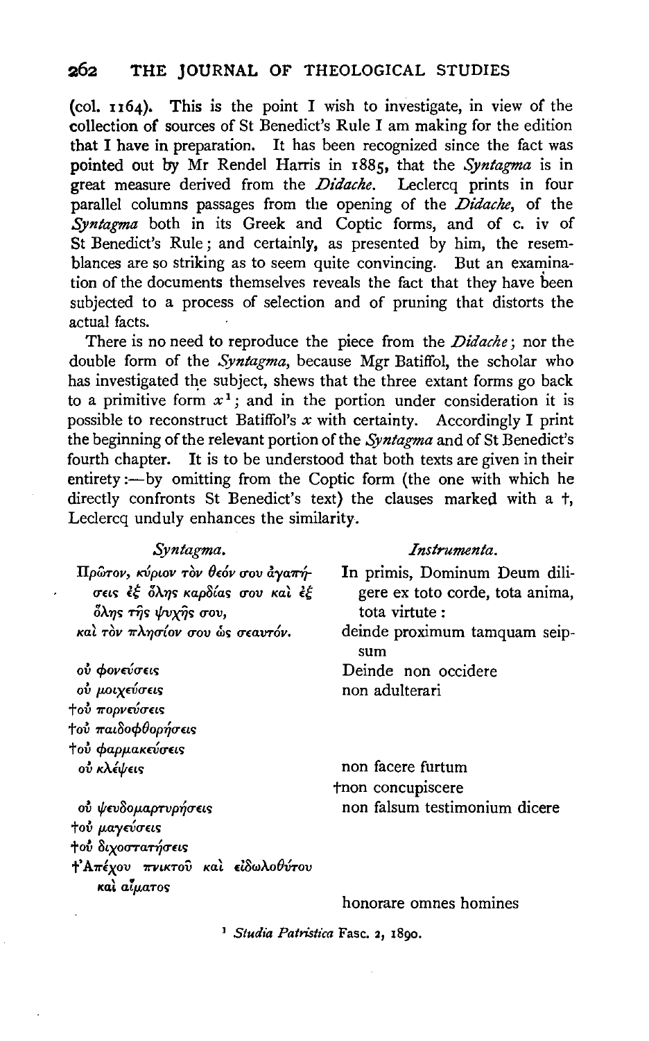(col. 1164). This is the point I wish to investigate, in view of the collection of sources of St Benedict's Rule I am making for the edition that I have in preparation. It has been recognized since the fact was pointed out by Mr Rendel Harris in 1885, that the *Syntagma* is in great measure derived from the *Didache*. Leclercq prints in four parallel columns passages from the opening of the *Didache*, of the *Syntagma* both in its Greek and Coptic forms, and of c. iv of St Benedict's Rule; and certainly, as presented by him, the resemblances are so striking as to seem quite convincing. But an examination of the documents themselves reveals the fact that they have been subjected to a process of selection and of pruning that distorts the actual facts.

There is no need to reproduce the piece from the *Didache*; nor the double form of the *Syntagma*, because Mgr Batiffol, the scholar who has investigated the subject, shews that the three extant forms go back to a primitive form $x$[1]; and in the portion under consideration it is possible to reconstruct Batiffol's $x$ with certainty. Accordingly I print the beginning of the relevant portion of the *Syntagma* and of St Benedict's fourth chapter. It is to be understood that both texts are given in their entirety:—by omitting from the Coptic form (the one with which he directly confronts St Benedict's text) the clauses marked with a †, Leclercq unduly enhances the similarity.

| *Syntagma.* | *Instrumenta.* |
|---|---|
| Πρῶτον, κύριον τὸν θεόν σου ἀγαπήσεις ἐξ ὅλης καρδίας σου καὶ ἐξ ὅλης τῆς ψυχῆς σου, | In primis, Dominum Deum diligere ex toto corde, tota anima, tota virtute: |
| καὶ τὸν πλησίον σου ὡς σεαυτόν. | deinde proximum tamquam seipsum |
| οὐ φονεύσεις | Deinde non occidere |
| οὐ μοιχεύσεις | non adulterari |
| †οὐ πορνεύσεις | |
| †οὐ παιδοφθορήσεις | |
| †οὐ φαρμακεύσεις | |
| οὐ κλέψεις | non facere furtum |
| | †non concupiscere |
| οὐ ψευδομαρτυρήσεις | non falsum testimonium dicere |
| †οὐ μαγεύσεις | |
| †οὐ διχοστατήσεις | |
| †Ἀπέχου πνικτοῦ καὶ εἰδωλοθύτου καὶ αἵματος | |
| | honorare omnes homines |

[1] *Studia Patristica* Fasc. 2, 1890.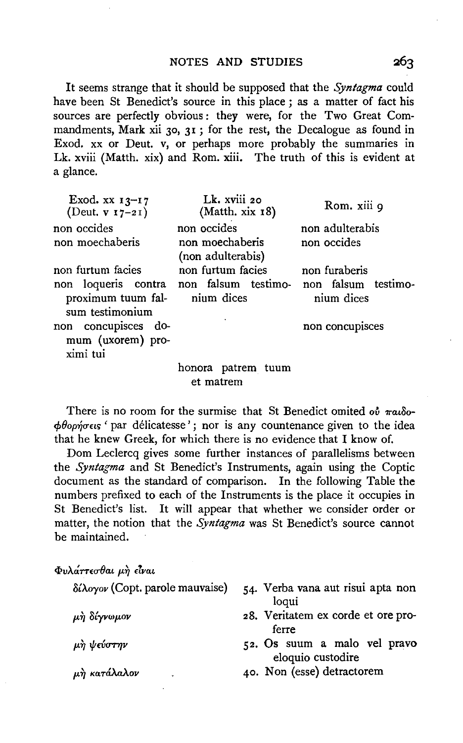It seems strange that it should be supposed that the *Syntagma* could have been St Benedict's source in this place; as a matter of fact his sources are perfectly obvious: they were, for the Two Great Commandments, Mark xii 30, 31; for the rest, the Decalogue as found in Exod. xx or Deut. v, or perhaps more probably the summaries in Lk. xviii (Matth. xix) and Rom. xiii. The truth of this is evident at a glance.

| Exod. xx 13–17 (Deut. v 17–21) | Lk. xviii 20 (Matth. xix 18) | Rom. xiii 9 |
|---|---|---|
| non occides | non occides | non adulterabis |
| non moechaberis | non moechaberis (non adulterabis) | non occides |
| non furtum facies | non furtum facies | non furaberis |
| non loqueris contra proximum tuum falsum testimonium | non falsum testimonium dices | non falsum testimonium dices |
| non concupisces domum (uxorem) proximi tui | | non concupisces |
| | honora patrem tuum et matrem | |

There is no room for the surmise that St Benedict omited οὐ παιδοφθορήσεις 'par délicatesse'; nor is any countenance given to the idea that he knew Greek, for which there is no evidence that I know of.

Dom Leclercq gives some further instances of parallelisms between the *Syntagma* and St Benedict's Instruments, again using the Coptic document as the standard of comparison. In the following Table the numbers prefixed to each of the Instruments is the place it occupies in St Benedict's list. It will appear that whether we consider order or matter, the notion that the *Syntagma* was St Benedict's source cannot be maintained.

| Φυλάττεσθαι μὴ εἶναι | |
|---|---|
| δίλογον (Copt. parole mauvaise) | 54. Verba vana aut risui apta non loqui |
| μὴ δίγνωμον | 28. Veritatem ex corde et ore proferre |
| μὴ ψεύστην | 52. Os suum a malo vel pravo eloquio custodire |
| μὴ κατάλαλον | 40. Non (esse) detractorem |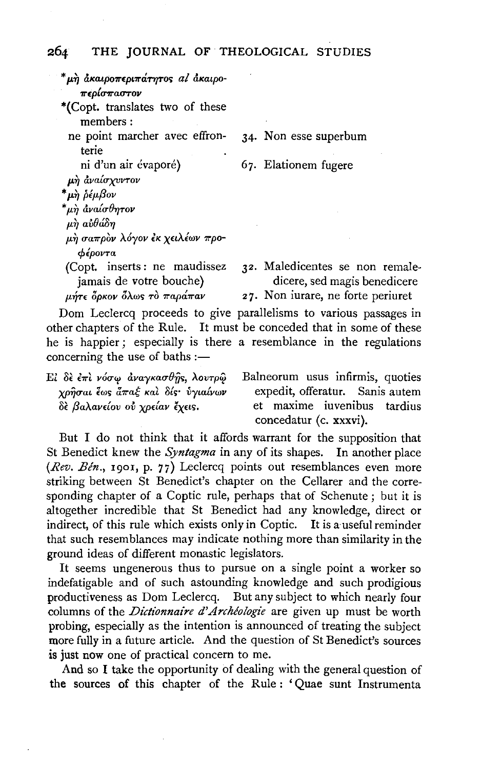| | |
|---|---|
| \*μὴ ἀκαιροπεριπάτητος *al* ἀκαιροπερίσπαστον | |
| \*(Copt. translates two of these members : | |
| ne point marcher avec effronterie | 34. Non esse superbum |
| ni d'un air évaporé) | 67. Elationem fugere |
| μὴ ἀναίσχυντον | |
| \*μὴ ῥέμβον | |
| \*μὴ ἀναίσθητον | |
| μὴ αὐθάδη | |
| μὴ σαπρὸν λόγον ἐκ χειλέων προφέροντα | |
| (Copt. inserts : ne maudissez jamais de votre bouche) | 32. Maledicentes se non remaledicere, sed magis benedicere |
| μήτε ὅρκον ὅλως τὸ παράπαν | 27. Non iurare, ne forte periuret |

Dom Leclercq proceeds to give parallelisms to various passages in other chapters of the Rule. It must be conceded that in some of these he is happier ; especially is there a resemblance in the regulations concerning the use of baths :—

| | |
|---|---|
| Εἰ δὲ ἐπὶ νόσῳ ἀναγκασθῇς, λουτρῷ χρῆσαι ἕως ἅπαξ καὶ δίς· ὑγιαίνων δὲ βαλανείου οὐ χρείαν ἔχεις. | Balneorum usus infirmis, quoties expedit, offeratur. Sanis autem et maxime iuvenibus tardius concedatur (c. xxxvi). |

But I do not think that it affords warrant for the supposition that St Benedict knew the *Syntagma* in any of its shapes. In another place (*Rev. Bén.*, 1901, p. 77) Leclercq points out resemblances even more striking between St Benedict's chapter on the Cellarer and the corresponding chapter of a Coptic rule, perhaps that of Schenute ; but it is altogether incredible that St Benedict had any knowledge, direct or indirect, of this rule which exists only in Coptic. It is a useful reminder that such resemblances may indicate nothing more than similarity in the ground ideas of different monastic legislators.

It seems ungenerous thus to pursue on a single point a worker so indefatigable and of such astounding knowledge and such prodigious productiveness as Dom Leclercq. But any subject to which nearly four columns of the *Dictionnaire d'Archéologie* are given up must be worth probing, especially as the intention is announced of treating the subject more fully in a future article. And the question of St Benedict's sources is just now one of practical concern to me.

And so I take the opportunity of dealing with the general question of the sources of this chapter of the Rule : 'Quae sunt Instrumenta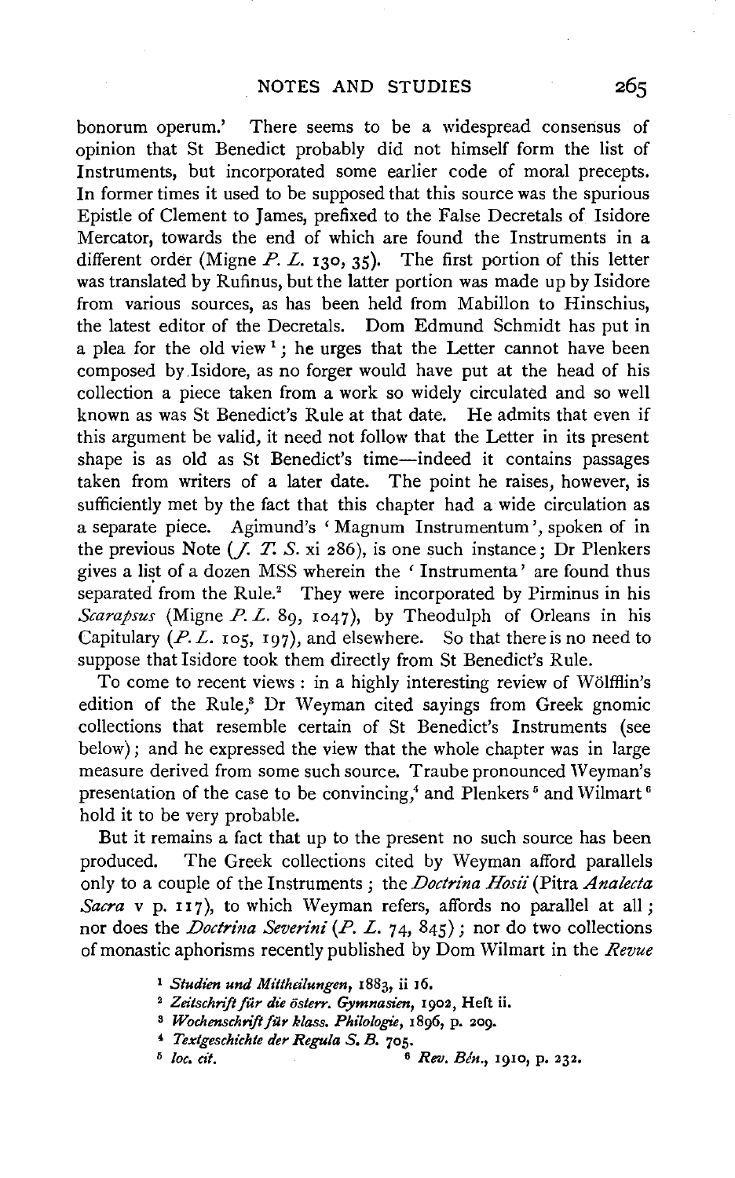bonorum operum.' There seems to be a widespread consensus of opinion that St Benedict probably did not himself form the list of Instruments, but incorporated some earlier code of moral precepts. In former times it used to be supposed that this source was the spurious Epistle of Clement to James, prefixed to the False Decretals of Isidore Mercator, towards the end of which are found the Instruments in a different order (Migne *P. L.* 130, 35). The first portion of this letter was translated by Rufinus, but the latter portion was made up by Isidore from various sources, as has been held from Mabillon to Hinschius, the latest editor of the Decretals. Dom Edmund Schmidt has put in a plea for the old view[1]; he urges that the Letter cannot have been composed by Isidore, as no forger would have put at the head of his collection a piece taken from a work so widely circulated and so well known as was St Benedict's Rule at that date. He admits that even if this argument be valid, it need not follow that the Letter in its present shape is as old as St Benedict's time—indeed it contains passages taken from writers of a later date. The point he raises, however, is sufficiently met by the fact that this chapter had a wide circulation as a separate piece. Agimund's 'Magnum Instrumentum', spoken of in the previous Note (*J. T. S.* xi 286), is one such instance; Dr Plenkers gives a list of a dozen MSS wherein the 'Instrumenta' are found thus separated from the Rule.[2] They were incorporated by Pirminus in his *Scarapsus* (Migne *P. L.* 89, 1047), by Theodulph of Orleans in his Capitulary (*P. L.* 105, 197), and elsewhere. So that there is no need to suppose that Isidore took them directly from St Benedict's Rule.

To come to recent views: in a highly interesting review of Wölfflin's edition of the Rule,[3] Dr Weyman cited sayings from Greek gnomic collections that resemble certain of St Benedict's Instruments (see below); and he expressed the view that the whole chapter was in large measure derived from some such source. Traube pronounced Weyman's presentation of the case to be convincing,[4] and Plenkers[5] and Wilmart[6] hold it to be very probable.

But it remains a fact that up to the present no such source has been produced. The Greek collections cited by Weyman afford parallels only to a couple of the Instruments; the *Doctrina Hosii* (Pitra *Analecta Sacra* v p. 117), to which Weyman refers, affords no parallel at all; nor does the *Doctrina Severini* (*P. L.* 74, 845); nor do two collections of monastic aphorisms recently published by Dom Wilmart in the *Revue*

[1] *Studien und Mittheilungen*, 1883, ii 16.

[2] *Zeitschrift für die österr. Gymnasien*, 1902, Heft ii.

[3] *Wochenschrift für klass. Philologie*, 1896, p. 209.

[4] *Textgeschichte der Regula S. B.* 705.

[5] *loc. cit.*

[6] *Rev. Bén.*, 1910, p. 232.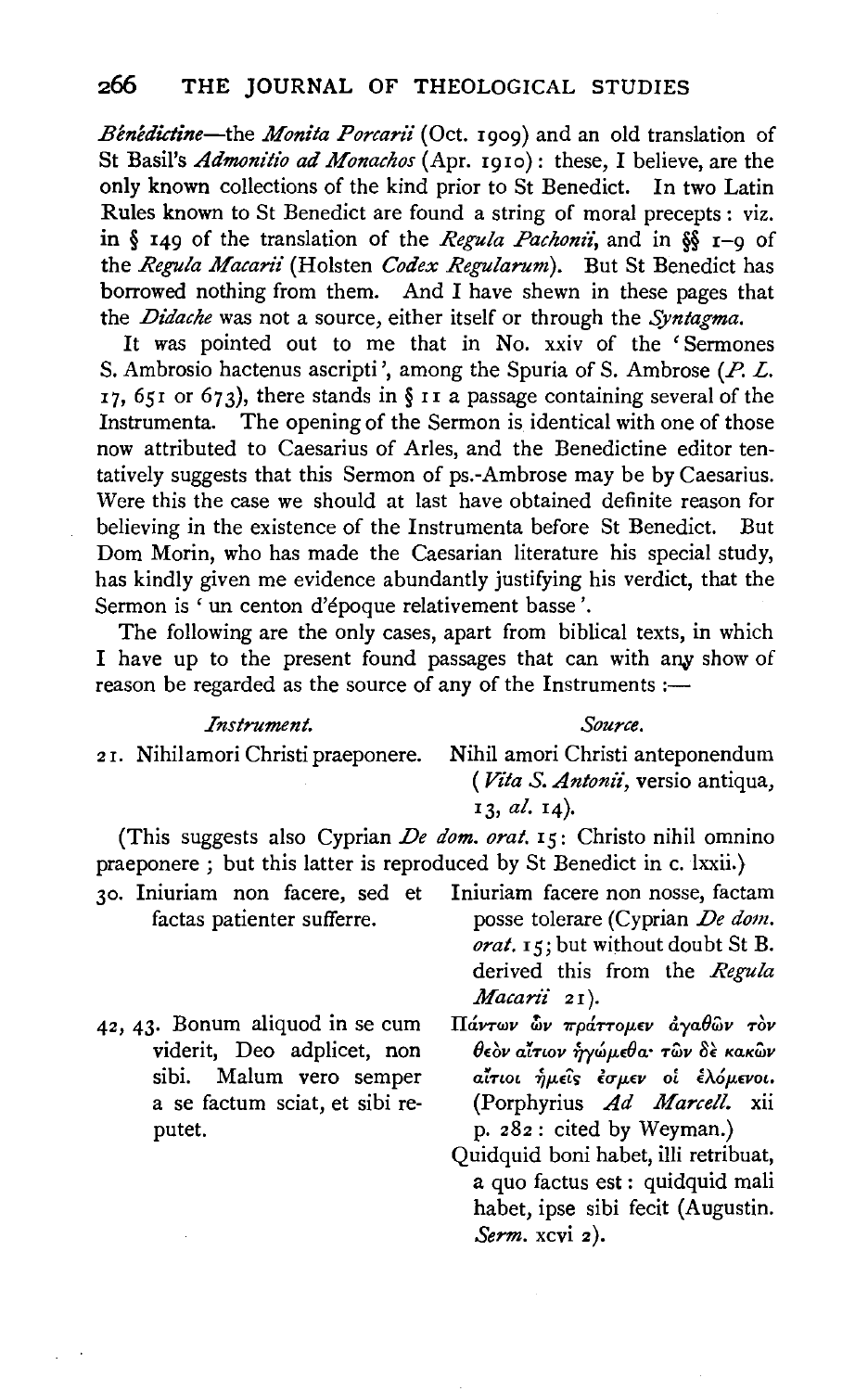*Bénédictine*—the *Monita Porcarii* (Oct. 1909) and an old translation of St Basil's *Admonitio ad Monachos* (Apr. 1910): these, I believe, are the only known collections of the kind prior to St Benedict. In two Latin Rules known to St Benedict are found a string of moral precepts: viz. in § 149 of the translation of the *Regula Pachonii*, and in §§ 1–9 of the *Regula Macarii* (Holsten *Codex Regularum*). But St Benedict has borrowed nothing from them. And I have shewn in these pages that the *Didache* was not a source, either itself or through the *Syntagma*.

It was pointed out to me that in No. xxiv of the 'Sermones S. Ambrosio hactenus ascripti', among the Spuria of S. Ambrose (*P. L.* 17, 651 or 673), there stands in § 11 a passage containing several of the Instrumenta. The opening of the Sermon is identical with one of those now attributed to Caesarius of Arles, and the Benedictine editor tentatively suggests that this Sermon of ps.-Ambrose may be by Caesarius. Were this the case we should at last have obtained definite reason for believing in the existence of the Instrumenta before St Benedict. But Dom Morin, who has made the Caesarian literature his special study, has kindly given me evidence abundantly justifying his verdict, that the Sermon is 'un centon d'époque relativement basse'.

The following are the only cases, apart from biblical texts, in which I have up to the present found passages that can with any show of reason be regarded as the source of any of the Instruments:—

| *Instrument.* | *Source.* |
|---|---|
| 21. Nihil amori Christi praeponere. | Nihil amori Christi anteponendum (*Vita S. Antonii*, versio antiqua, 13, *al.* 14). |

(This suggests also Cyprian *De dom. orat.* 15: Christo nihil omnino praeponere; but this latter is reproduced by St Benedict in c. lxxii.)

| | |
|---|---|
| 30. Iniuriam non facere, sed et factas patienter sufferre. | Iniuriam facere non nosse, factam posse tolerare (Cyprian *De dom. orat.* 15; but without doubt St B. derived this from the *Regula Macarii* 21). |
| 42, 43. Bonum aliquod in se cum viderit, Deo adplicet, non sibi. Malum vero semper a se factum sciat, et sibi reputet. | Πάντων ὧν πράττομεν ἀγαθῶν τὸν θεὸν αἴτιον ἡγώμεθα· τῶν δὲ κακῶν αἴτιοι ἡμεῖς ἐσμεν οἱ ἑλόμενοι. (Porphyrius *Ad Marcell.* xii p. 282: cited by Weyman.) Quidquid boni habet, illi retribuat, a quo factus est: quidquid mali habet, ipse sibi fecit (Augustin. *Serm.* xcvi 2). |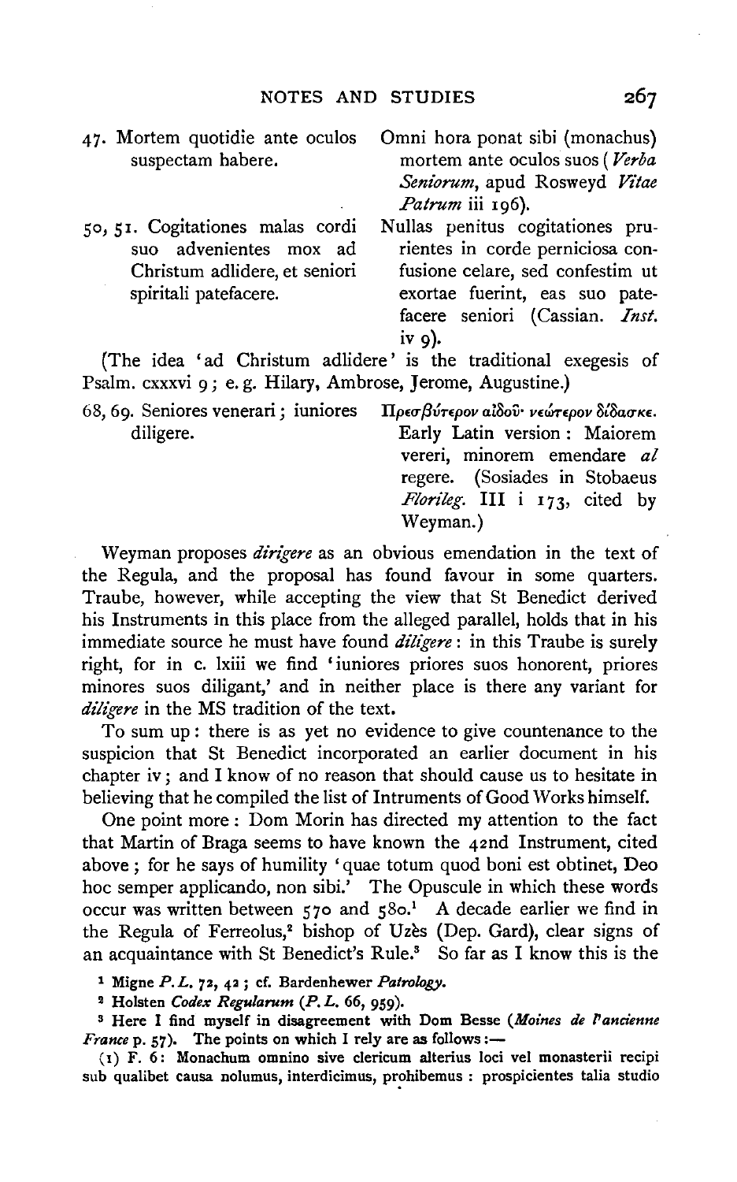| | |
|---|---|
| 47. Mortem quotidie ante oculos suspectam habere. | Omni hora ponat sibi (monachus) mortem ante oculos suos (*Verba Seniorum*, apud Rosweyd *Vitae Patrum* iii 196). |
| 50, 51. Cogitationes malas cordi suo advenientes mox ad Christum adlidere, et seniori spiritali patefacere. | Nullas penitus cogitationes prurientes in corde perniciosa confusione celare, sed confestim ut exortae fuerint, eas suo patefacere seniori (Cassian. *Inst.* iv 9). |

(The idea 'ad Christum adlidere' is the traditional exegesis of Psalm. cxxxvi 9; e.g. Hilary, Ambrose, Jerome, Augustine.)

| | |
|---|---|
| 68, 69. Seniores venerari; iuniores diligere. | Πρεσβύτερον αἰδοῦ· νεώτερον δίδασκε. Early Latin version: Maiorem vereri, minorem emendare *al* regere. (Sosiades in Stobaeus *Florileg.* III i 173, cited by Weyman.) |

Weyman proposes *dirigere* as an obvious emendation in the text of the Regula, and the proposal has found favour in some quarters. Traube, however, while accepting the view that St Benedict derived his Instruments in this place from the alleged parallel, holds that in his immediate source he must have found *diligere*: in this Traube is surely right, for in c. lxiii we find 'iuniores priores suos honorent, priores minores suos diligant,' and in neither place is there any variant for *diligere* in the MS tradition of the text.

To sum up: there is as yet no evidence to give countenance to the suspicion that St Benedict incorporated an earlier document in his chapter iv; and I know of no reason that should cause us to hesitate in believing that he compiled the list of Intruments of Good Works himself.

One point more: Dom Morin has directed my attention to the fact that Martin of Braga seems to have known the 42nd Instrument, cited above; for he says of humility 'quae totum quod boni est obtinet, Deo hoc semper applicando, non sibi.' The Opuscule in which these words occur was written between 570 and 580.[1] A decade earlier we find in the Regula of Ferreolus,[2] bishop of Uzès (Dep. Gard), clear signs of an acquaintance with St Benedict's Rule.[3] So far as I know this is the

[1] Migne *P.L.* 72, 42; cf. Bardenhewer *Patrology*.

[2] Holsten *Codex Regularum* (*P.L.* 66, 959).

[3] Here I find myself in disagreement with Dom Besse (*Moines de l'ancienne France* p. 57). The points on which I rely are as follows:—

(1) F. 6: Monachum omnino sive clericum alterius loci vel monasterii recipi sub qualibet causa nolumus, interdicimus, prohibemus: prospicientes talia studio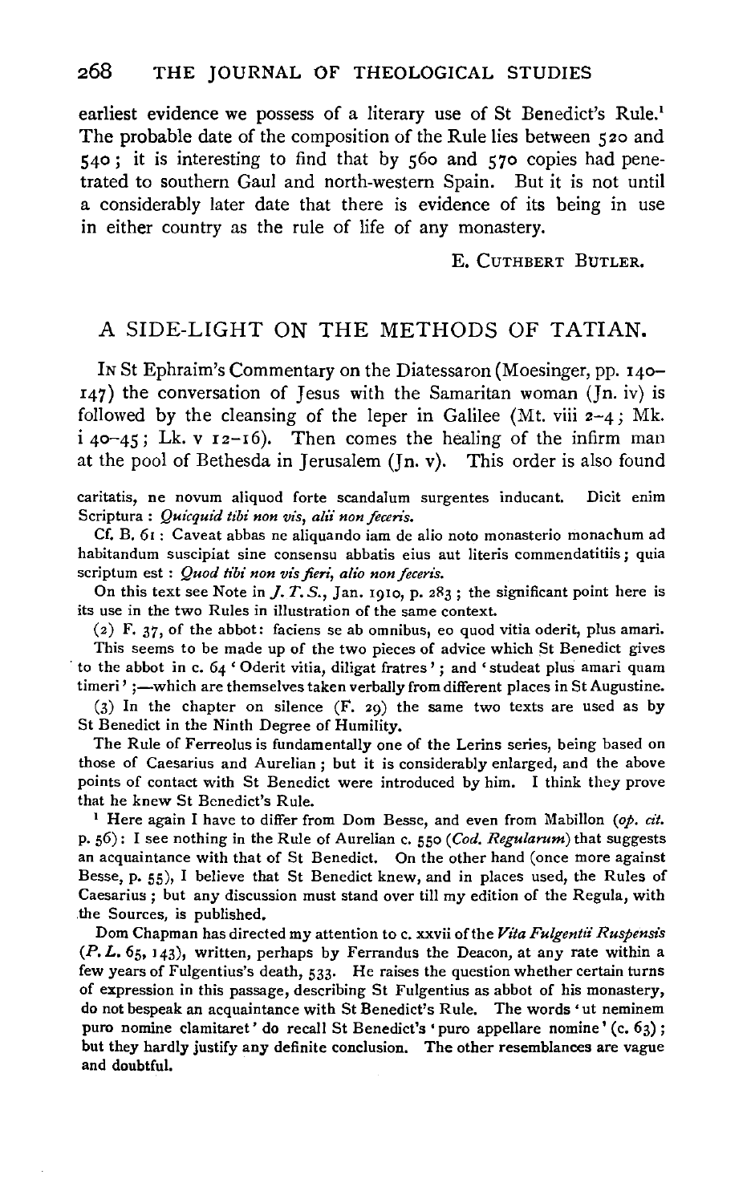earliest evidence we possess of a literary use of St Benedict's Rule.[1] The probable date of the composition of the Rule lies between 520 and 540; it is interesting to find that by 560 and 570 copies had penetrated to southern Gaul and north-western Spain. But it is not until a considerably later date that there is evidence of its being in use in either country as the rule of life of any monastery.

E. CUTHBERT BUTLER.

## A SIDE-LIGHT ON THE METHODS OF TATIAN.

In St Ephraim's Commentary on the Diatessaron (Moesinger, pp. 140–147) the conversation of Jesus with the Samaritan woman (Jn. iv) is followed by the cleansing of the leper in Galilee (Mt. viii 2–4; Mk. i 40–45; Lk. v 12–16). Then comes the healing of the infirm man at the pool of Bethesda in Jerusalem (Jn. v). This order is also found

caritatis, ne novum aliquod forte scandalum surgentes inducant. Dicit enim Scriptura: *Quicquid tibi non vis, alii non feceris.*

Cf. B. 61: Caveat abbas ne aliquando iam de alio noto monasterio monachum ad habitandum suscipiat sine consensu abbatis eius aut literis commendatitiis; quia scriptum est: *Quod tibi non vis fieri, alio non feceris.*

On this text see Note in *J. T. S.*, Jan. 1910, p. 283; the significant point here is its use in the two Rules in illustration of the same context.

(2) F. 37, of the abbot: faciens se ab omnibus, eo quod vitia oderit, plus amari.

This seems to be made up of the two pieces of advice which St Benedict gives to the abbot in c. 64 'Oderit vitia, diligat fratres'; and 'studeat plus amari quam timeri';—which are themselves taken verbally from different places in St Augustine.

(3) In the chapter on silence (F. 29) the same two texts are used as by St Benedict in the Ninth Degree of Humility.

The Rule of Ferreolus is fundamentally one of the Lerins series, being based on those of Caesarius and Aurelian; but it is considerably enlarged, and the above points of contact with St Benedict were introduced by him. I think they prove that he knew St Benedict's Rule.

[1] Here again I have to differ from Dom Besse, and even from Mabillon (*op. cit.* p. 56): I see nothing in the Rule of Aurelian c. 550 (*Cod. Regularum*) that suggests an acquaintance with that of St Benedict. On the other hand (once more against Besse, p. 55), I believe that St Benedict knew, and in places used, the Rules of Caesarius; but any discussion must stand over till my edition of the Regula, with the Sources, is published.

Dom Chapman has directed my attention to c. xxvii of the *Vita Fulgentii Ruspensis* (*P. L.* 65, 143), written, perhaps by Ferrandus the Deacon, at any rate within a few years of Fulgentius's death, 533. He raises the question whether certain turns of expression in this passage, describing St Fulgentius as abbot of his monastery, do not bespeak an acquaintance with St Benedict's Rule. The words 'ut neminem puro nomine clamitaret' do recall St Benedict's 'puro appellare nomine' (c. 63); but they hardly justify any definite conclusion. The other resemblances are vague and doubtful.